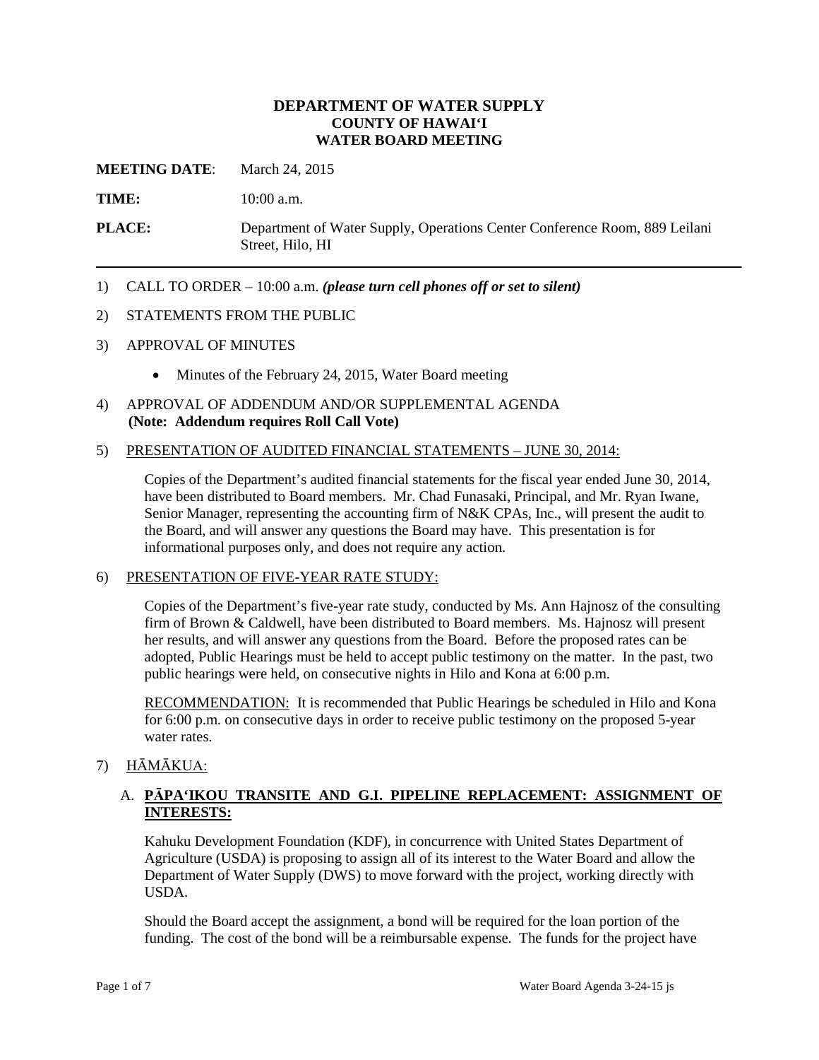# DEPARTMENT OF WATER SUPPLY
## COUNTY OF HAWAIʻI
## WATER BOARD MEETING

**MEETING DATE**: March 24, 2015

**TIME:** 10:00 a.m.

**PLACE:** Department of Water Supply, Operations Center Conference Room, 889 Leilani Street, Hilo, HI

---

1) CALL TO ORDER – 10:00 a.m. ***(please turn cell phones off or set to silent)***

2) STATEMENTS FROM THE PUBLIC

3) APPROVAL OF MINUTES

   - Minutes of the February 24, 2015, Water Board meeting

4) APPROVAL OF ADDENDUM AND/OR SUPPLEMENTAL AGENDA
   **(Note: Addendum requires Roll Call Vote)**

5) PRESENTATION OF AUDITED FINANCIAL STATEMENTS – JUNE 30, 2014:

   Copies of the Department's audited financial statements for the fiscal year ended June 30, 2014, have been distributed to Board members. Mr. Chad Funasaki, Principal, and Mr. Ryan Iwane, Senior Manager, representing the accounting firm of N&K CPAs, Inc., will present the audit to the Board, and will answer any questions the Board may have. This presentation is for informational purposes only, and does not require any action.

6) PRESENTATION OF FIVE-YEAR RATE STUDY:

   Copies of the Department's five-year rate study, conducted by Ms. Ann Hajnosz of the consulting firm of Brown & Caldwell, have been distributed to Board members. Ms. Hajnosz will present her results, and will answer any questions from the Board. Before the proposed rates can be adopted, Public Hearings must be held to accept public testimony on the matter. In the past, two public hearings were held, on consecutive nights in Hilo and Kona at 6:00 p.m.

   RECOMMENDATION: It is recommended that Public Hearings be scheduled in Hilo and Kona for 6:00 p.m. on consecutive days in order to receive public testimony on the proposed 5-year water rates.

7) HĀMĀKUA:

   A. **PĀPAʻIKOU TRANSITE AND G.I. PIPELINE REPLACEMENT: ASSIGNMENT OF INTERESTS:**

   Kahuku Development Foundation (KDF), in concurrence with United States Department of Agriculture (USDA) is proposing to assign all of its interest to the Water Board and allow the Department of Water Supply (DWS) to move forward with the project, working directly with USDA.

   Should the Board accept the assignment, a bond will be required for the loan portion of the funding. The cost of the bond will be a reimbursable expense. The funds for the project have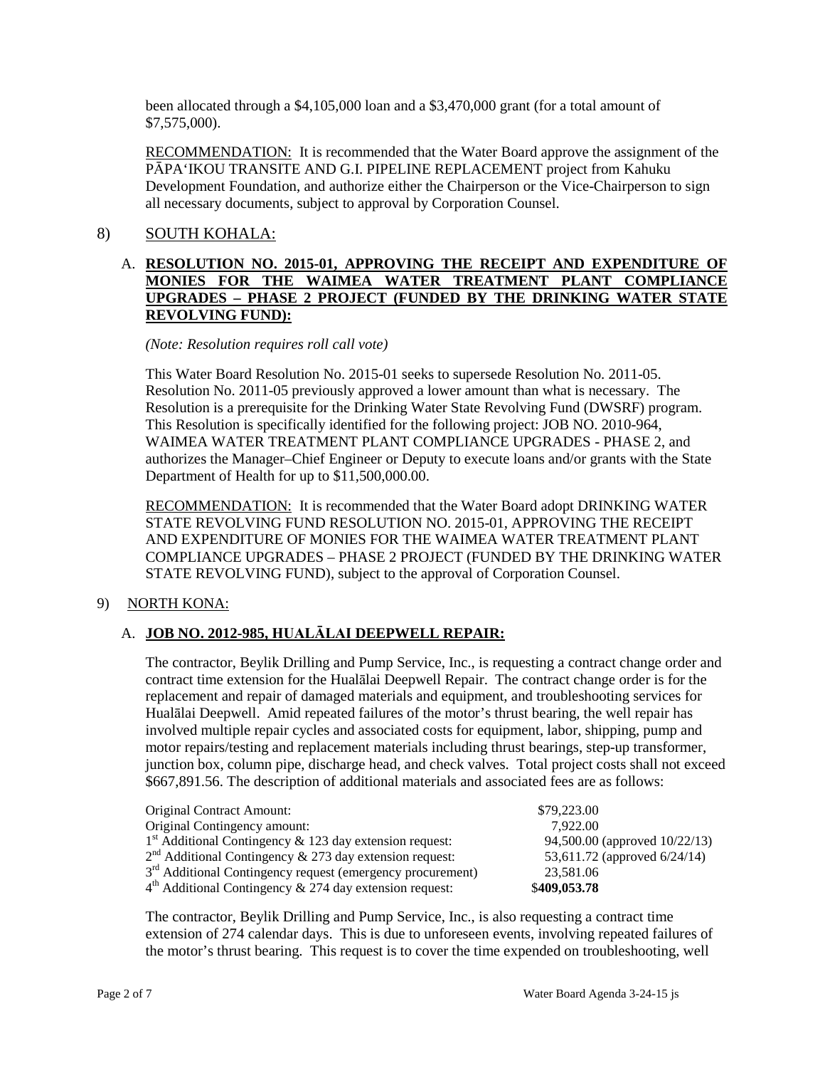been allocated through a $4,105,000 loan and a $3,470,000 grant (for a total amount of $7,575,000).

RECOMMENDATION: It is recommended that the Water Board approve the assignment of the PĀPA'IKOU TRANSITE AND G.I. PIPELINE REPLACEMENT project from Kahuku Development Foundation, and authorize either the Chairperson or the Vice-Chairperson to sign all necessary documents, subject to approval by Corporation Counsel.

## 8) SOUTH KOHALA:

### A. RESOLUTION NO. 2015-01, APPROVING THE RECEIPT AND EXPENDITURE OF MONIES FOR THE WAIMEA WATER TREATMENT PLANT COMPLIANCE UPGRADES – PHASE 2 PROJECT (FUNDED BY THE DRINKING WATER STATE REVOLVING FUND):

*(Note: Resolution requires roll call vote)*

This Water Board Resolution No. 2015-01 seeks to supersede Resolution No. 2011-05. Resolution No. 2011-05 previously approved a lower amount than what is necessary. The Resolution is a prerequisite for the Drinking Water State Revolving Fund (DWSRF) program. This Resolution is specifically identified for the following project: JOB NO. 2010-964, WAIMEA WATER TREATMENT PLANT COMPLIANCE UPGRADES - PHASE 2, and authorizes the Manager–Chief Engineer or Deputy to execute loans and/or grants with the State Department of Health for up to $11,500,000.00.

RECOMMENDATION: It is recommended that the Water Board adopt DRINKING WATER STATE REVOLVING FUND RESOLUTION NO. 2015-01, APPROVING THE RECEIPT AND EXPENDITURE OF MONIES FOR THE WAIMEA WATER TREATMENT PLANT COMPLIANCE UPGRADES – PHASE 2 PROJECT (FUNDED BY THE DRINKING WATER STATE REVOLVING FUND), subject to the approval of Corporation Counsel.

## 9) NORTH KONA:

### A. JOB NO. 2012-985, HUALĀLAI DEEPWELL REPAIR:

The contractor, Beylik Drilling and Pump Service, Inc., is requesting a contract change order and contract time extension for the Hualālai Deepwell Repair. The contract change order is for the replacement and repair of damaged materials and equipment, and troubleshooting services for Hualālai Deepwell. Amid repeated failures of the motor's thrust bearing, the well repair has involved multiple repair cycles and associated costs for equipment, labor, shipping, pump and motor repairs/testing and replacement materials including thrust bearings, step-up transformer, junction box, column pipe, discharge head, and check valves. Total project costs shall not exceed $667,891.56. The description of additional materials and associated fees are as follows:

| | |
|---|---|
| Original Contract Amount: | $79,223.00 |
| Original Contingency amount: | 7,922.00 |
| 1st Additional Contingency & 123 day extension request: | 94,500.00 (approved 10/22/13) |
| 2nd Additional Contingency & 273 day extension request: | 53,611.72 (approved 6/24/14) |
| 3rd Additional Contingency request (emergency procurement) | 23,581.06 |
| 4th Additional Contingency & 274 day extension request: | $**409,053.78** |

The contractor, Beylik Drilling and Pump Service, Inc., is also requesting a contract time extension of 274 calendar days. This is due to unforeseen events, involving repeated failures of the motor's thrust bearing. This request is to cover the time expended on troubleshooting, well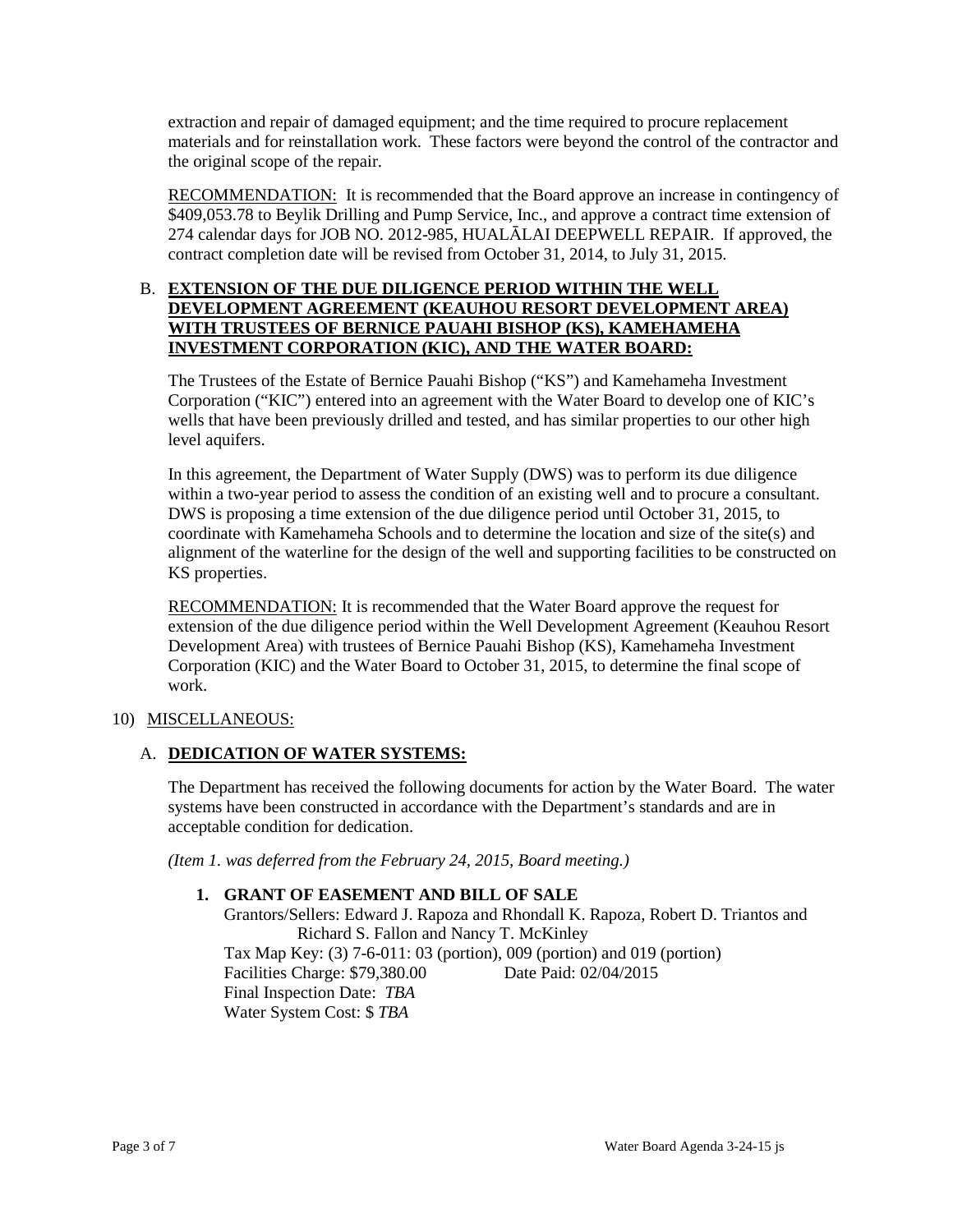extraction and repair of damaged equipment; and the time required to procure replacement materials and for reinstallation work. These factors were beyond the control of the contractor and the original scope of the repair.

RECOMMENDATION: It is recommended that the Board approve an increase in contingency of $409,053.78 to Beylik Drilling and Pump Service, Inc., and approve a contract time extension of 274 calendar days for JOB NO. 2012-985, HUALĀLAI DEEPWELL REPAIR. If approved, the contract completion date will be revised from October 31, 2014, to July 31, 2015.

B. **EXTENSION OF THE DUE DILIGENCE PERIOD WITHIN THE WELL DEVELOPMENT AGREEMENT (KEAUHOU RESORT DEVELOPMENT AREA) WITH TRUSTEES OF BERNICE PAUAHI BISHOP (KS), KAMEHAMEHA INVESTMENT CORPORATION (KIC), AND THE WATER BOARD:**

The Trustees of the Estate of Bernice Pauahi Bishop ("KS") and Kamehameha Investment Corporation ("KIC") entered into an agreement with the Water Board to develop one of KIC's wells that have been previously drilled and tested, and has similar properties to our other high level aquifers.

In this agreement, the Department of Water Supply (DWS) was to perform its due diligence within a two-year period to assess the condition of an existing well and to procure a consultant. DWS is proposing a time extension of the due diligence period until October 31, 2015, to coordinate with Kamehameha Schools and to determine the location and size of the site(s) and alignment of the waterline for the design of the well and supporting facilities to be constructed on KS properties.

RECOMMENDATION: It is recommended that the Water Board approve the request for extension of the due diligence period within the Well Development Agreement (Keauhou Resort Development Area) with trustees of Bernice Pauahi Bishop (KS), Kamehameha Investment Corporation (KIC) and the Water Board to October 31, 2015, to determine the final scope of work.

10) MISCELLANEOUS:

A. **DEDICATION OF WATER SYSTEMS:**

The Department has received the following documents for action by the Water Board. The water systems have been constructed in accordance with the Department's standards and are in acceptable condition for dedication.

*(Item 1. was deferred from the February 24, 2015, Board meeting.)*

1. **GRANT OF EASEMENT AND BILL OF SALE**
   Grantors/Sellers: Edward J. Rapoza and Rhondall K. Rapoza, Robert D. Triantos and Richard S. Fallon and Nancy T. McKinley
   Tax Map Key: (3) 7-6-011: 03 (portion), 009 (portion) and 019 (portion)
   Facilities Charge: $79,380.00 Date Paid: 02/04/2015
   Final Inspection Date: *TBA*
   Water System Cost: $ *TBA*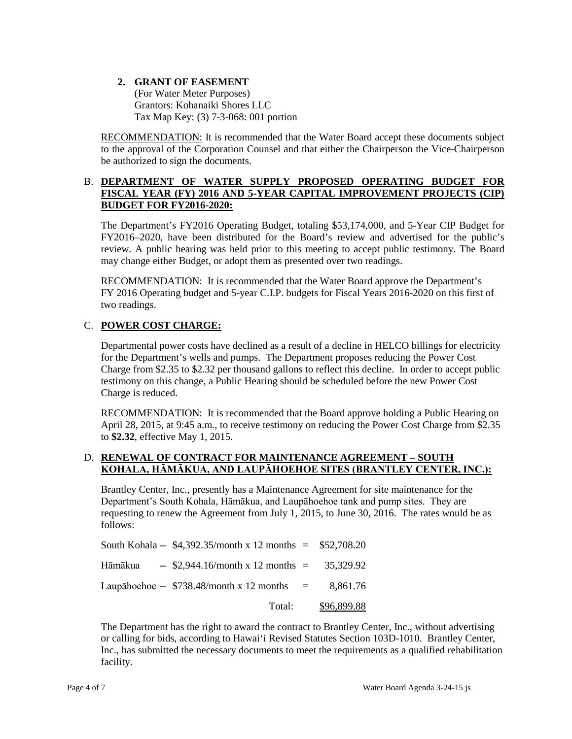**2. GRANT OF EASEMENT**
(For Water Meter Purposes)
Grantors: Kohanaiki Shores LLC
Tax Map Key: (3) 7-3-068: 001 portion

RECOMMENDATION: It is recommended that the Water Board accept these documents subject to the approval of the Corporation Counsel and that either the Chairperson the Vice-Chairperson be authorized to sign the documents.

B. **DEPARTMENT OF WATER SUPPLY PROPOSED OPERATING BUDGET FOR FISCAL YEAR (FY) 2016 AND 5-YEAR CAPITAL IMPROVEMENT PROJECTS (CIP) BUDGET FOR FY2016-2020:**

The Department's FY2016 Operating Budget, totaling $53,174,000, and 5-Year CIP Budget for FY2016–2020, have been distributed for the Board's review and advertised for the public's review. A public hearing was held prior to this meeting to accept public testimony. The Board may change either Budget, or adopt them as presented over two readings.

RECOMMENDATION: It is recommended that the Water Board approve the Department's FY 2016 Operating budget and 5-year C.I.P. budgets for Fiscal Years 2016-2020 on this first of two readings.

C. **POWER COST CHARGE:**

Departmental power costs have declined as a result of a decline in HELCO billings for electricity for the Department's wells and pumps. The Department proposes reducing the Power Cost Charge from $2.35 to $2.32 per thousand gallons to reflect this decline. In order to accept public testimony on this change, a Public Hearing should be scheduled before the new Power Cost Charge is reduced.

RECOMMENDATION: It is recommended that the Board approve holding a Public Hearing on April 28, 2015, at 9:45 a.m., to receive testimony on reducing the Power Cost Charge from $2.35 to **$2.32**, effective May 1, 2015.

D. **RENEWAL OF CONTRACT FOR MAINTENANCE AGREEMENT – SOUTH KOHALA, HĀMĀKUA, AND LAUPĀHOEHOE SITES (BRANTLEY CENTER, INC.):**

Brantley Center, Inc., presently has a Maintenance Agreement for site maintenance for the Department's South Kohala, Hāmākua, and Laupāhoehoe tank and pump sites. They are requesting to renew the Agreement from July 1, 2015, to June 30, 2016. The rates would be as follows:

| | | | |
|---|---|---|---|
| South Kohala -- | $4,392.35/month x 12 months | = | $52,708.20 |
| Hāmākua -- | $2,944.16/month x 12 months | = | 35,329.92 |
| Laupāhoehoe -- | $738.48/month x 12 months | = | 8,861.76 |
| | | Total: | $96,899.88 |

The Department has the right to award the contract to Brantley Center, Inc., without advertising or calling for bids, according to Hawai'i Revised Statutes Section 103D-1010. Brantley Center, Inc., has submitted the necessary documents to meet the requirements as a qualified rehabilitation facility.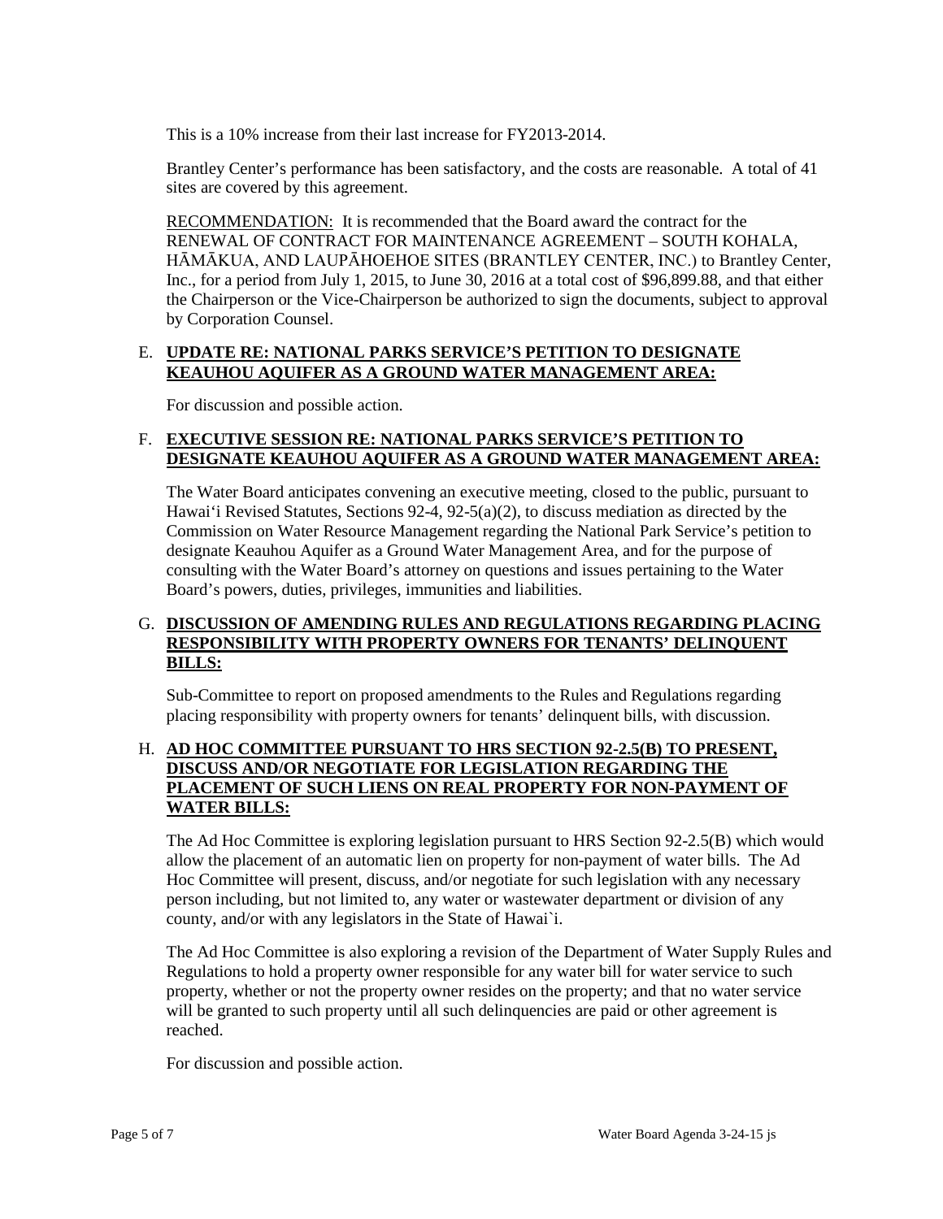This is a 10% increase from their last increase for FY2013-2014.

Brantley Center's performance has been satisfactory, and the costs are reasonable. A total of 41 sites are covered by this agreement.

RECOMMENDATION: It is recommended that the Board award the contract for the RENEWAL OF CONTRACT FOR MAINTENANCE AGREEMENT – SOUTH KOHALA, HĀMĀKUA, AND LAUPĀHOEHOE SITES (BRANTLEY CENTER, INC.) to Brantley Center, Inc., for a period from July 1, 2015, to June 30, 2016 at a total cost of $96,899.88, and that either the Chairperson or the Vice-Chairperson be authorized to sign the documents, subject to approval by Corporation Counsel.

E. **UPDATE RE: NATIONAL PARKS SERVICE'S PETITION TO DESIGNATE KEAUHOU AQUIFER AS A GROUND WATER MANAGEMENT AREA:**

For discussion and possible action.

F. **EXECUTIVE SESSION RE: NATIONAL PARKS SERVICE'S PETITION TO DESIGNATE KEAUHOU AQUIFER AS A GROUND WATER MANAGEMENT AREA:**

The Water Board anticipates convening an executive meeting, closed to the public, pursuant to Hawai'i Revised Statutes, Sections 92-4, 92-5(a)(2), to discuss mediation as directed by the Commission on Water Resource Management regarding the National Park Service's petition to designate Keauhou Aquifer as a Ground Water Management Area, and for the purpose of consulting with the Water Board's attorney on questions and issues pertaining to the Water Board's powers, duties, privileges, immunities and liabilities.

G. **DISCUSSION OF AMENDING RULES AND REGULATIONS REGARDING PLACING RESPONSIBILITY WITH PROPERTY OWNERS FOR TENANTS' DELINQUENT BILLS:**

Sub-Committee to report on proposed amendments to the Rules and Regulations regarding placing responsibility with property owners for tenants' delinquent bills, with discussion.

H. **AD HOC COMMITTEE PURSUANT TO HRS SECTION 92-2.5(B) TO PRESENT, DISCUSS AND/OR NEGOTIATE FOR LEGISLATION REGARDING THE PLACEMENT OF SUCH LIENS ON REAL PROPERTY FOR NON-PAYMENT OF WATER BILLS:**

The Ad Hoc Committee is exploring legislation pursuant to HRS Section 92-2.5(B) which would allow the placement of an automatic lien on property for non-payment of water bills. The Ad Hoc Committee will present, discuss, and/or negotiate for such legislation with any necessary person including, but not limited to, any water or wastewater department or division of any county, and/or with any legislators in the State of Hawai`i.

The Ad Hoc Committee is also exploring a revision of the Department of Water Supply Rules and Regulations to hold a property owner responsible for any water bill for water service to such property, whether or not the property owner resides on the property; and that no water service will be granted to such property until all such delinquencies are paid or other agreement is reached.

For discussion and possible action.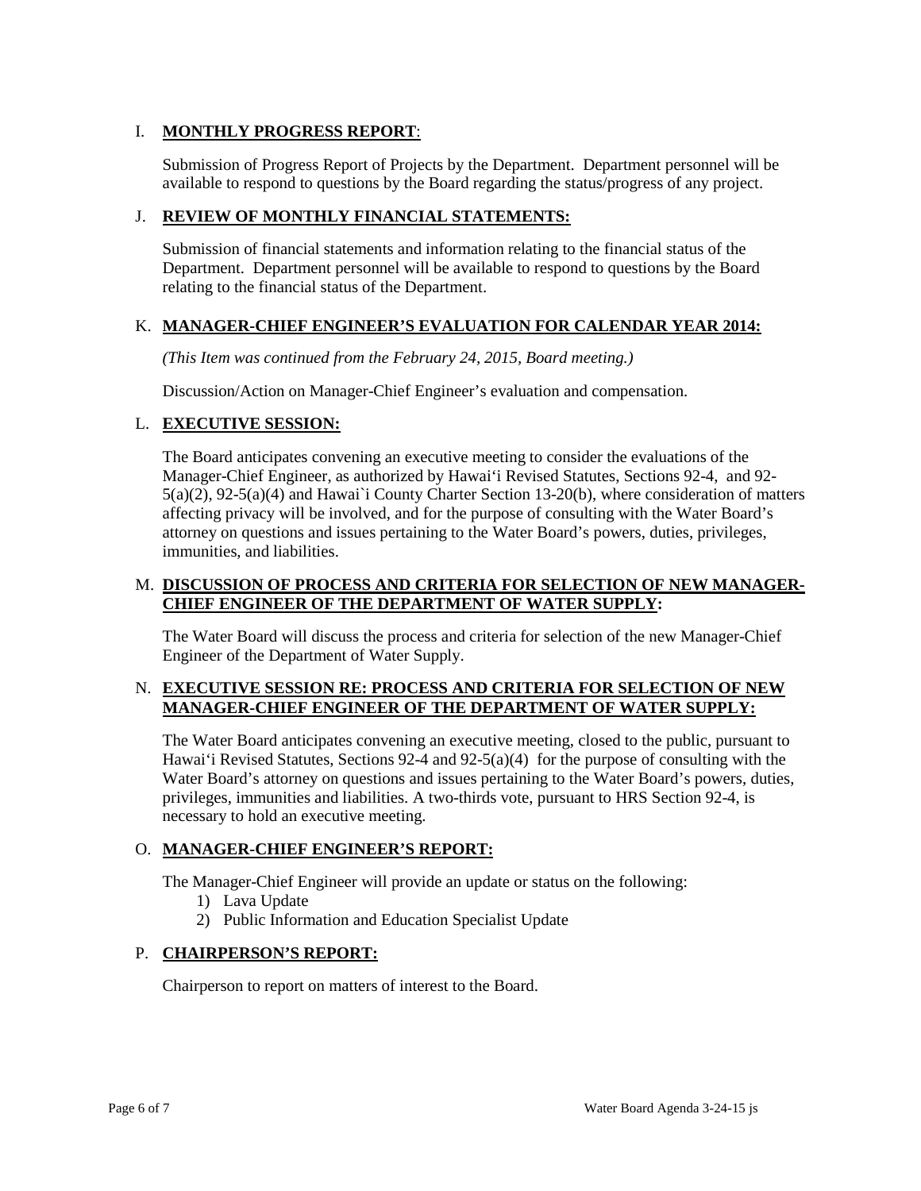I. **MONTHLY PROGRESS REPORT**:

Submission of Progress Report of Projects by the Department. Department personnel will be available to respond to questions by the Board regarding the status/progress of any project.

J. **REVIEW OF MONTHLY FINANCIAL STATEMENTS:**

Submission of financial statements and information relating to the financial status of the Department. Department personnel will be available to respond to questions by the Board relating to the financial status of the Department.

K. **MANAGER-CHIEF ENGINEER'S EVALUATION FOR CALENDAR YEAR 2014:**

*(This Item was continued from the February 24, 2015, Board meeting.)*

Discussion/Action on Manager-Chief Engineer's evaluation and compensation.

L. **EXECUTIVE SESSION:**

The Board anticipates convening an executive meeting to consider the evaluations of the Manager-Chief Engineer, as authorized by Hawai'i Revised Statutes, Sections 92-4, and 92-5(a)(2), 92-5(a)(4) and Hawai`i County Charter Section 13-20(b), where consideration of matters affecting privacy will be involved, and for the purpose of consulting with the Water Board's attorney on questions and issues pertaining to the Water Board's powers, duties, privileges, immunities, and liabilities.

M. **DISCUSSION OF PROCESS AND CRITERIA FOR SELECTION OF NEW MANAGER-CHIEF ENGINEER OF THE DEPARTMENT OF WATER SUPPLY:**

The Water Board will discuss the process and criteria for selection of the new Manager-Chief Engineer of the Department of Water Supply.

N. **EXECUTIVE SESSION RE: PROCESS AND CRITERIA FOR SELECTION OF NEW MANAGER-CHIEF ENGINEER OF THE DEPARTMENT OF WATER SUPPLY:**

The Water Board anticipates convening an executive meeting, closed to the public, pursuant to Hawai'i Revised Statutes, Sections 92-4 and 92-5(a)(4) for the purpose of consulting with the Water Board's attorney on questions and issues pertaining to the Water Board's powers, duties, privileges, immunities and liabilities. A two-thirds vote, pursuant to HRS Section 92-4, is necessary to hold an executive meeting.

O. **MANAGER-CHIEF ENGINEER'S REPORT:**

The Manager-Chief Engineer will provide an update or status on the following:

1) Lava Update
2) Public Information and Education Specialist Update

P. **CHAIRPERSON'S REPORT:**

Chairperson to report on matters of interest to the Board.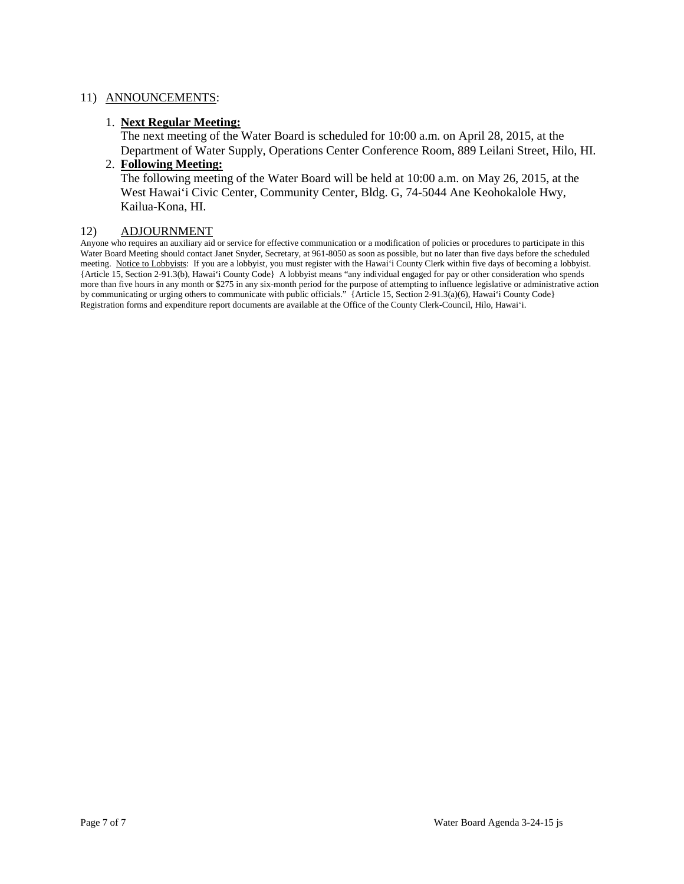11) ANNOUNCEMENTS:

1. **Next Regular Meeting:**
   The next meeting of the Water Board is scheduled for 10:00 a.m. on April 28, 2015, at the Department of Water Supply, Operations Center Conference Room, 889 Leilani Street, Hilo, HI.
2. **Following Meeting:**
   The following meeting of the Water Board will be held at 10:00 a.m. on May 26, 2015, at the West Hawai'i Civic Center, Community Center, Bldg. G, 74-5044 Ane Keohokalole Hwy, Kailua-Kona, HI.

12) ADJOURNMENT

Anyone who requires an auxiliary aid or service for effective communication or a modification of policies or procedures to participate in this Water Board Meeting should contact Janet Snyder, Secretary, at 961-8050 as soon as possible, but no later than five days before the scheduled meeting. Notice to Lobbyists: If you are a lobbyist, you must register with the Hawai'i County Clerk within five days of becoming a lobbyist. {Article 15, Section 2-91.3(b), Hawai'i County Code} A lobbyist means "any individual engaged for pay or other consideration who spends more than five hours in any month or $275 in any six-month period for the purpose of attempting to influence legislative or administrative action by communicating or urging others to communicate with public officials." {Article 15, Section 2-91.3(a)(6), Hawai'i County Code} Registration forms and expenditure report documents are available at the Office of the County Clerk-Council, Hilo, Hawai'i.